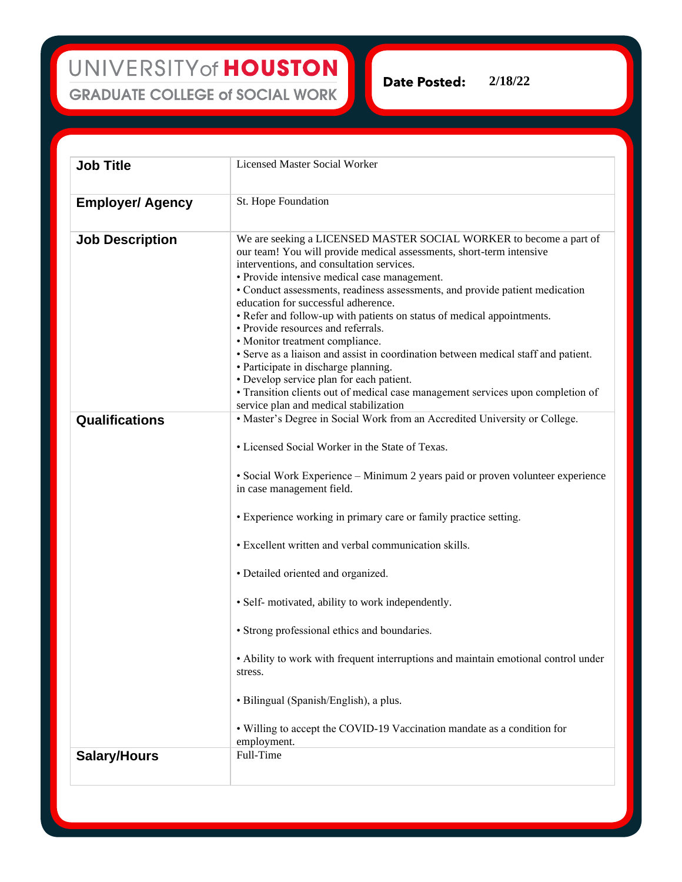UNIVERSITY of HOUSTON
GRADUATE COLLEGE of SOCIAL WORK

**Date Posted:** 2/18/22

| | |
|---|---|
| **Job Title** | Licensed Master Social Worker |
| **Employer/ Agency** | St. Hope Foundation |
| **Job Description** | We are seeking a LICENSED MASTER SOCIAL WORKER to become a part of our team! You will provide medical assessments, short-term intensive interventions, and consultation services.<br>• Provide intensive medical case management.<br>• Conduct assessments, readiness assessments, and provide patient medication education for successful adherence.<br>• Refer and follow-up with patients on status of medical appointments.<br>• Provide resources and referrals.<br>• Monitor treatment compliance.<br>• Serve as a liaison and assist in coordination between medical staff and patient.<br>• Participate in discharge planning.<br>• Develop service plan for each patient.<br>• Transition clients out of medical case management services upon completion of service plan and medical stabilization |
| **Qualifications** | • Master's Degree in Social Work from an Accredited University or College.<br><br>• Licensed Social Worker in the State of Texas.<br><br>• Social Work Experience – Minimum 2 years paid or proven volunteer experience in case management field.<br><br>• Experience working in primary care or family practice setting.<br><br>• Excellent written and verbal communication skills.<br><br>• Detailed oriented and organized.<br><br>• Self- motivated, ability to work independently.<br><br>• Strong professional ethics and boundaries.<br><br>• Ability to work with frequent interruptions and maintain emotional control under stress.<br><br>• Bilingual (Spanish/English), a plus.<br><br>• Willing to accept the COVID-19 Vaccination mandate as a condition for employment. |
| **Salary/Hours** | Full-Time |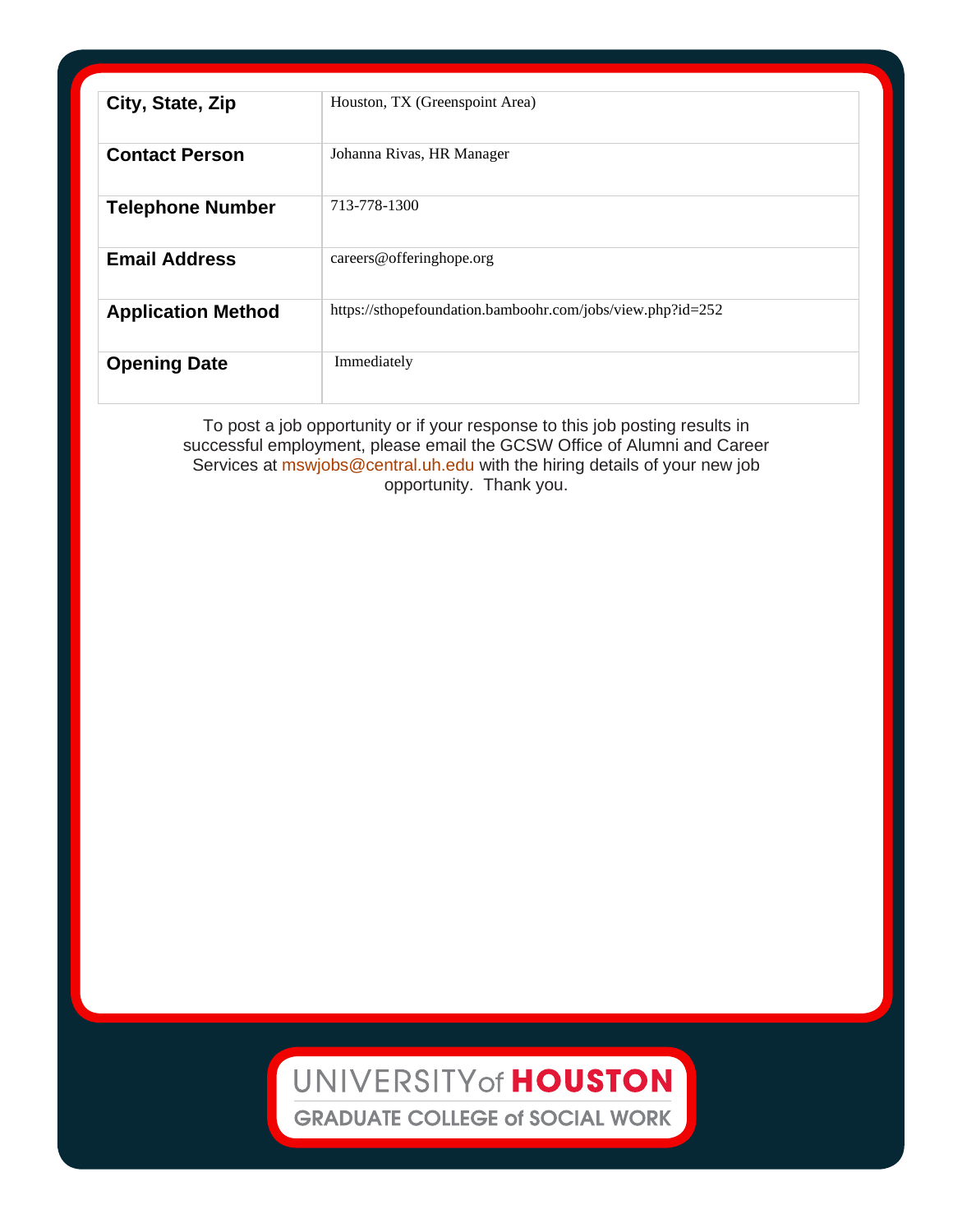| | |
|---|---|
| **City, State, Zip** | Houston, TX (Greenspoint Area) |
| **Contact Person** | Johanna Rivas, HR Manager |
| **Telephone Number** | 713-778-1300 |
| **Email Address** | careers@offeringhope.org |
| **Application Method** | https://sthopefoundation.bamboohr.com/jobs/view.php?id=252 |
| **Opening Date** | Immediately |

To post a job opportunity or if your response to this job posting results in successful employment, please email the GCSW Office of Alumni and Career Services at mswjobs@central.uh.edu with the hiring details of your new job opportunity. Thank you.

UNIVERSITY of HOUSTON

GRADUATE COLLEGE of SOCIAL WORK